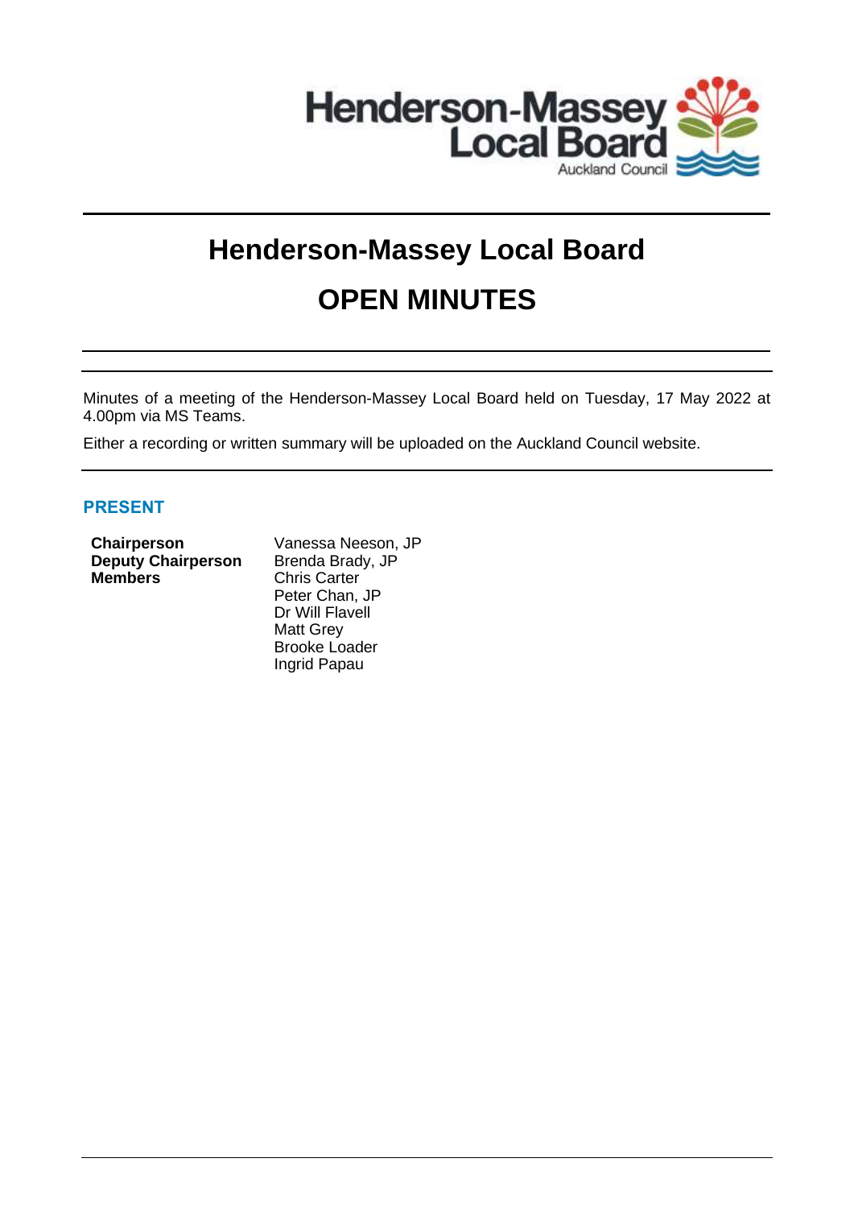# Henderson-Massey Local Board

# OPEN MINUTES

Minutes of a meeting of the Henderson-Massey Local Board held on Tuesday, 17 May 2022 at 4.00pm via MS Teams.

Either a recording or written summary will be uploaded on the Auckland Council website.

## PRESENT

| | |
|---|---|
| **Chairperson** | Vanessa Neeson, JP |
| **Deputy Chairperson** | Brenda Brady, JP |
| **Members** | Chris Carter |
| | Peter Chan, JP |
| | Dr Will Flavell |
| | Matt Grey |
| | Brooke Loader |
| | Ingrid Papau |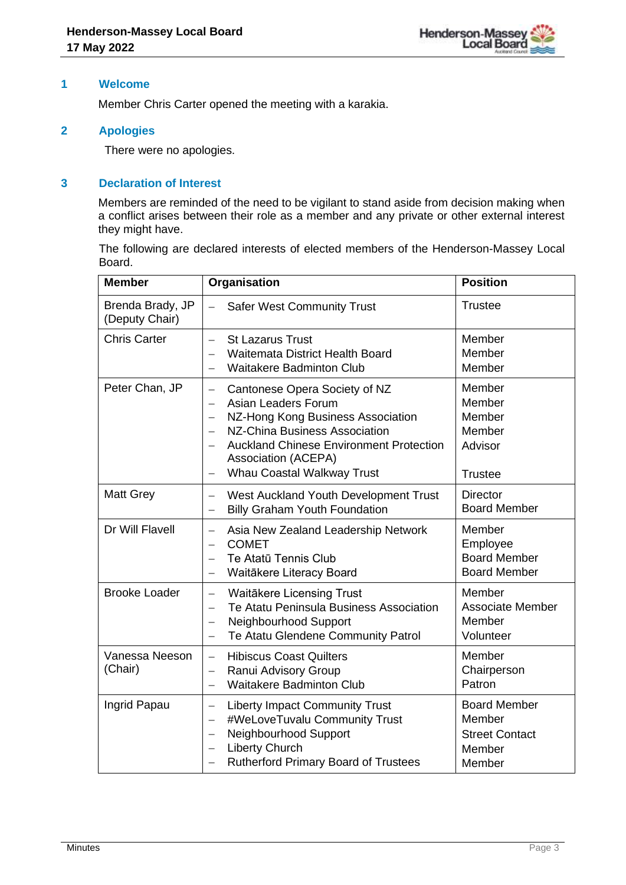## 1 Welcome

Member Chris Carter opened the meeting with a karakia.

## 2 Apologies

There were no apologies.

## 3 Declaration of Interest

Members are reminded of the need to be vigilant to stand aside from decision making when a conflict arises between their role as a member and any private or other external interest they might have.

The following are declared interests of elected members of the Henderson-Massey Local Board.

| Member | Organisation | Position |
|---|---|---|
| Brenda Brady, JP (Deputy Chair) | – Safer West Community Trust | Trustee |
| Chris Carter | – St Lazarus Trust<br>– Waitemata District Health Board<br>– Waitakere Badminton Club | Member<br>Member<br>Member |
| Peter Chan, JP | – Cantonese Opera Society of NZ<br>– Asian Leaders Forum<br>– NZ-Hong Kong Business Association<br>– NZ-China Business Association<br>– Auckland Chinese Environment Protection Association (ACEPA)<br>– Whau Coastal Walkway Trust | Member<br>Member<br>Member<br>Member<br>Advisor<br><br>Trustee |
| Matt Grey | – West Auckland Youth Development Trust<br>– Billy Graham Youth Foundation | Director<br>Board Member |
| Dr Will Flavell | – Asia New Zealand Leadership Network<br>– COMET<br>– Te Atatū Tennis Club<br>– Waitākere Literacy Board | Member<br>Employee<br>Board Member<br>Board Member |
| Brooke Loader | – Waitākere Licensing Trust<br>– Te Atatu Peninsula Business Association<br>– Neighbourhood Support<br>– Te Atatu Glendene Community Patrol | Member<br>Associate Member<br>Member<br>Volunteer |
| Vanessa Neeson (Chair) | – Hibiscus Coast Quilters<br>– Ranui Advisory Group<br>– Waitakere Badminton Club | Member<br>Chairperson<br>Patron |
| Ingrid Papau | – Liberty Impact Community Trust<br>– #WeLoveTuvalu Community Trust<br>– Neighbourhood Support<br>– Liberty Church<br>– Rutherford Primary Board of Trustees | Board Member<br>Member<br>Street Contact<br>Member<br>Member |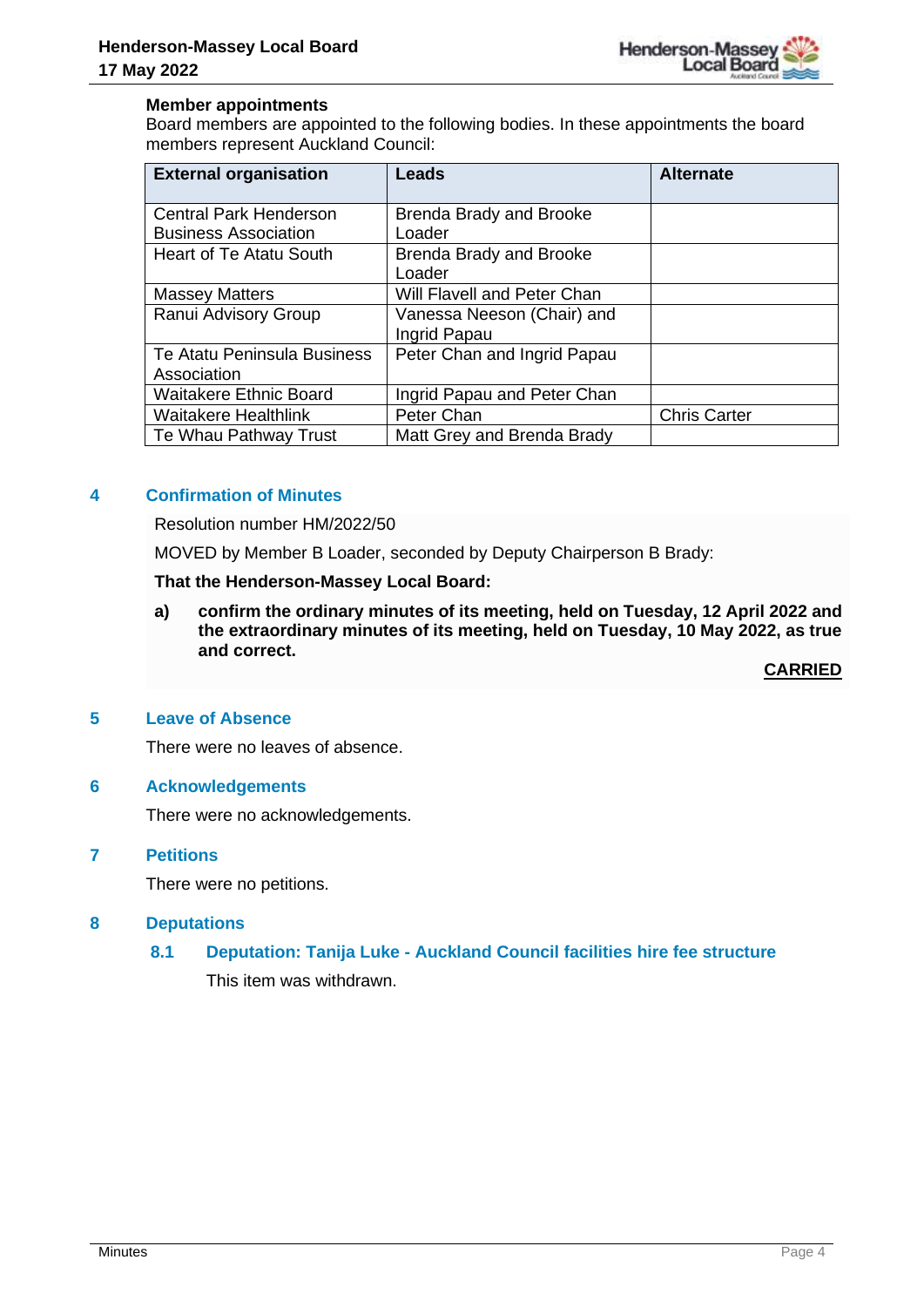**Member appointments**

Board members are appointed to the following bodies. In these appointments the board members represent Auckland Council:

| External organisation | Leads | Alternate |
|---|---|---|
| Central Park Henderson Business Association | Brenda Brady and Brooke Loader | |
| Heart of Te Atatu South | Brenda Brady and Brooke Loader | |
| Massey Matters | Will Flavell and Peter Chan | |
| Ranui Advisory Group | Vanessa Neeson (Chair) and Ingrid Papau | |
| Te Atatu Peninsula Business Association | Peter Chan and Ingrid Papau | |
| Waitakere Ethnic Board | Ingrid Papau and Peter Chan | |
| Waitakere Healthlink | Peter Chan | Chris Carter |
| Te Whau Pathway Trust | Matt Grey and Brenda Brady | |

## 4 Confirmation of Minutes

Resolution number HM/2022/50

MOVED by Member B Loader, seconded by Deputy Chairperson B Brady:

**That the Henderson-Massey Local Board:**

**a) confirm the ordinary minutes of its meeting, held on Tuesday, 12 April 2022 and the extraordinary minutes of its meeting, held on Tuesday, 10 May 2022, as true and correct.**

**CARRIED**

## 5 Leave of Absence

There were no leaves of absence.

## 6 Acknowledgements

There were no acknowledgements.

## 7 Petitions

There were no petitions.

## 8 Deputations

### 8.1 Deputation: Tanija Luke - Auckland Council facilities hire fee structure

This item was withdrawn.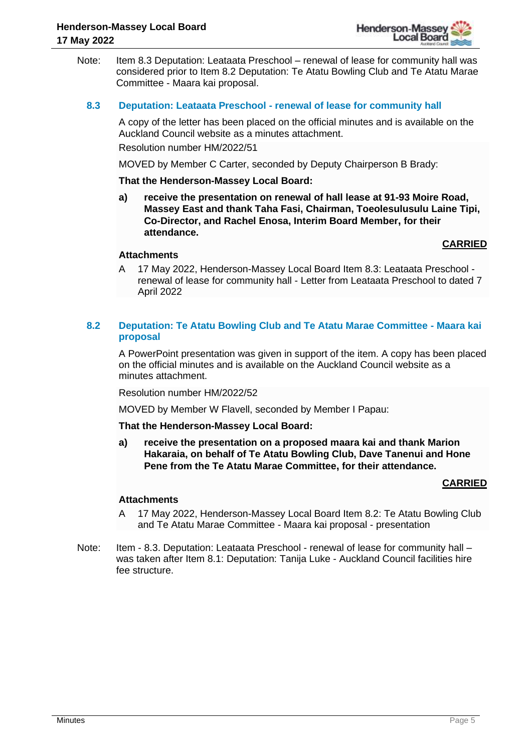Note: Item 8.3 Deputation: Leataata Preschool – renewal of lease for community hall was considered prior to Item 8.2 Deputation: Te Atatu Bowling Club and Te Atatu Marae Committee - Maara kai proposal.

### 8.3 Deputation: Leataata Preschool - renewal of lease for community hall

A copy of the letter has been placed on the official minutes and is available on the Auckland Council website as a minutes attachment.

Resolution number HM/2022/51

MOVED by Member C Carter, seconded by Deputy Chairperson B Brady:

**That the Henderson-Massey Local Board:**

**a) receive the presentation on renewal of hall lease at 91-93 Moire Road, Massey East and thank Taha Fasi, Chairman, Toeolesulusulu Laine Tipi, Co-Director, and Rachel Enosa, Interim Board Member, for their attendance.**

**CARRIED**

**Attachments**

A 17 May 2022, Henderson-Massey Local Board Item 8.3: Leataata Preschool - renewal of lease for community hall - Letter from Leataata Preschool to dated 7 April 2022

### 8.2 Deputation: Te Atatu Bowling Club and Te Atatu Marae Committee - Maara kai proposal

A PowerPoint presentation was given in support of the item. A copy has been placed on the official minutes and is available on the Auckland Council website as a minutes attachment.

Resolution number HM/2022/52

MOVED by Member W Flavell, seconded by Member I Papau:

**That the Henderson-Massey Local Board:**

**a) receive the presentation on a proposed maara kai and thank Marion Hakaraia, on behalf of Te Atatu Bowling Club, Dave Tanenui and Hone Pene from the Te Atatu Marae Committee, for their attendance.**

**CARRIED**

**Attachments**

A 17 May 2022, Henderson-Massey Local Board Item 8.2: Te Atatu Bowling Club and Te Atatu Marae Committee - Maara kai proposal - presentation

Note: Item - 8.3. Deputation: Leataata Preschool - renewal of lease for community hall – was taken after Item 8.1: Deputation: Tanija Luke - Auckland Council facilities hire fee structure.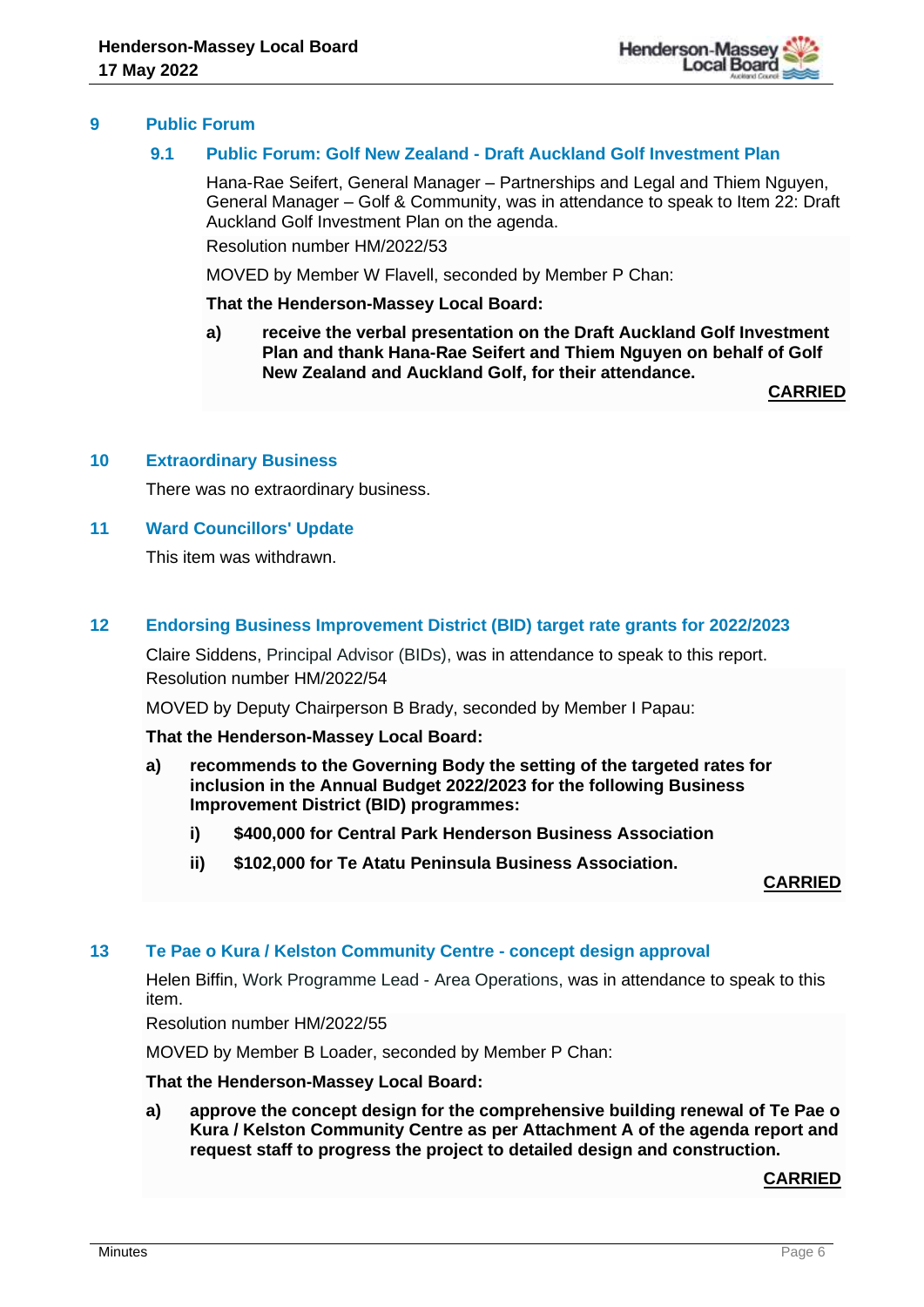## 9 Public Forum

### 9.1 Public Forum: Golf New Zealand - Draft Auckland Golf Investment Plan

Hana-Rae Seifert, General Manager – Partnerships and Legal and Thiem Nguyen, General Manager – Golf & Community, was in attendance to speak to Item 22: Draft Auckland Golf Investment Plan on the agenda.

Resolution number HM/2022/53

MOVED by Member W Flavell, seconded by Member P Chan:

**That the Henderson-Massey Local Board:**

**a) receive the verbal presentation on the Draft Auckland Golf Investment Plan and thank Hana-Rae Seifert and Thiem Nguyen on behalf of Golf New Zealand and Auckland Golf, for their attendance.**

**CARRIED**

## 10 Extraordinary Business

There was no extraordinary business.

## 11 Ward Councillors' Update

This item was withdrawn.

## 12 Endorsing Business Improvement District (BID) target rate grants for 2022/2023

Claire Siddens, Principal Advisor (BIDs), was in attendance to speak to this report.

Resolution number HM/2022/54

MOVED by Deputy Chairperson B Brady, seconded by Member I Papau:

**That the Henderson-Massey Local Board:**

**a) recommends to the Governing Body the setting of the targeted rates for inclusion in the Annual Budget 2022/2023 for the following Business Improvement District (BID) programmes:**

**i) $400,000 for Central Park Henderson Business Association**

**ii) $102,000 for Te Atatu Peninsula Business Association.**

**CARRIED**

## 13 Te Pae o Kura / Kelston Community Centre - concept design approval

Helen Biffin, Work Programme Lead - Area Operations, was in attendance to speak to this item.

Resolution number HM/2022/55

MOVED by Member B Loader, seconded by Member P Chan:

**That the Henderson-Massey Local Board:**

**a) approve the concept design for the comprehensive building renewal of Te Pae o Kura / Kelston Community Centre as per Attachment A of the agenda report and request staff to progress the project to detailed design and construction.**

**CARRIED**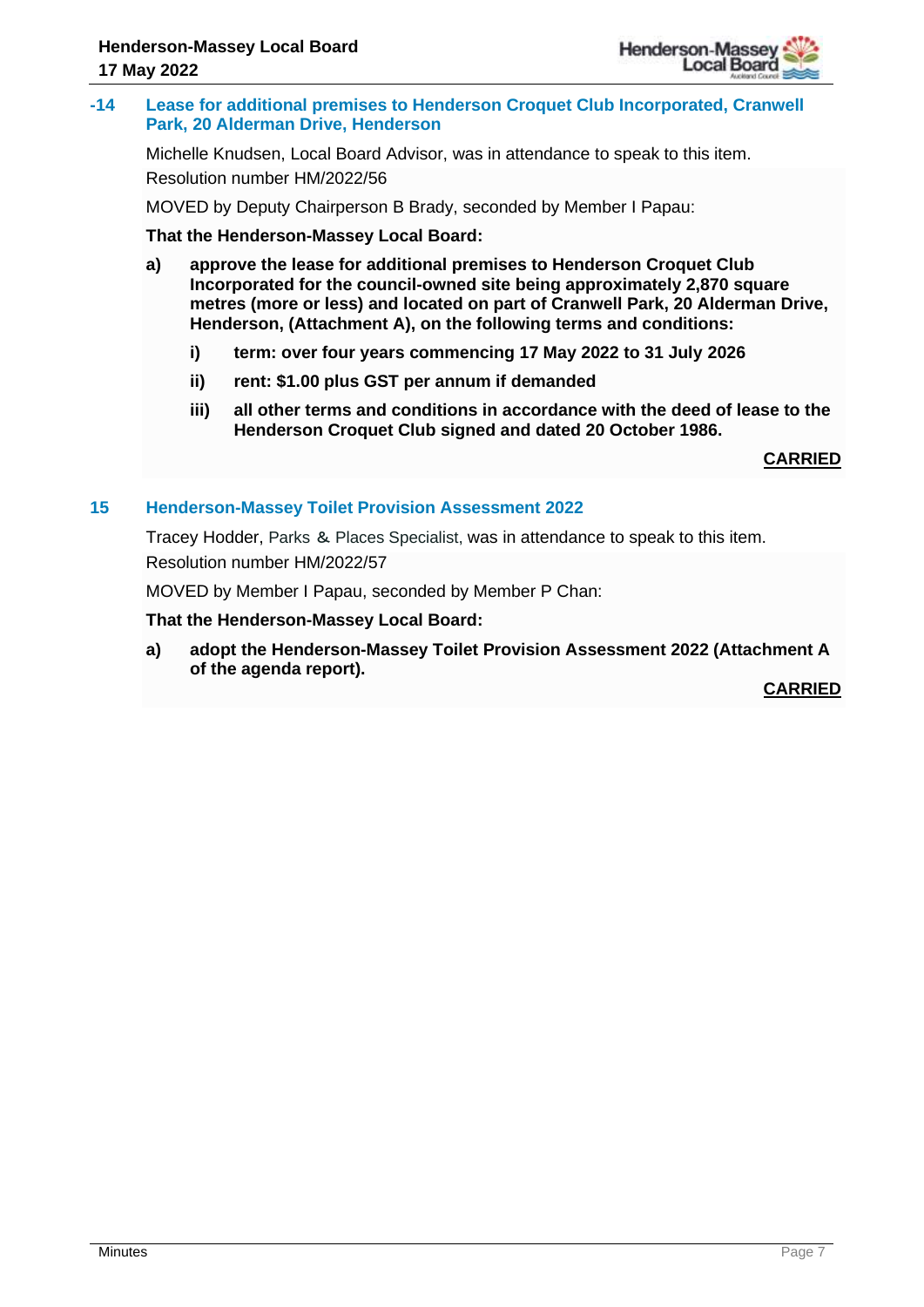## -14 Lease for additional premises to Henderson Croquet Club Incorporated, Cranwell Park, 20 Alderman Drive, Henderson

Michelle Knudsen, Local Board Advisor, was in attendance to speak to this item.

Resolution number HM/2022/56

MOVED by Deputy Chairperson B Brady, seconded by Member I Papau:

**That the Henderson-Massey Local Board:**

**a) approve the lease for additional premises to Henderson Croquet Club Incorporated for the council-owned site being approximately 2,870 square metres (more or less) and located on part of Cranwell Park, 20 Alderman Drive, Henderson, (Attachment A), on the following terms and conditions:**

- **i) term: over four years commencing 17 May 2022 to 31 July 2026**
- **ii) rent: $1.00 plus GST per annum if demanded**
- **iii) all other terms and conditions in accordance with the deed of lease to the Henderson Croquet Club signed and dated 20 October 1986.**

**CARRIED**

## 15 Henderson-Massey Toilet Provision Assessment 2022

Tracey Hodder, Parks & Places Specialist, was in attendance to speak to this item.

Resolution number HM/2022/57

MOVED by Member I Papau, seconded by Member P Chan:

**That the Henderson-Massey Local Board:**

**a) adopt the Henderson-Massey Toilet Provision Assessment 2022 (Attachment A of the agenda report).**

**CARRIED**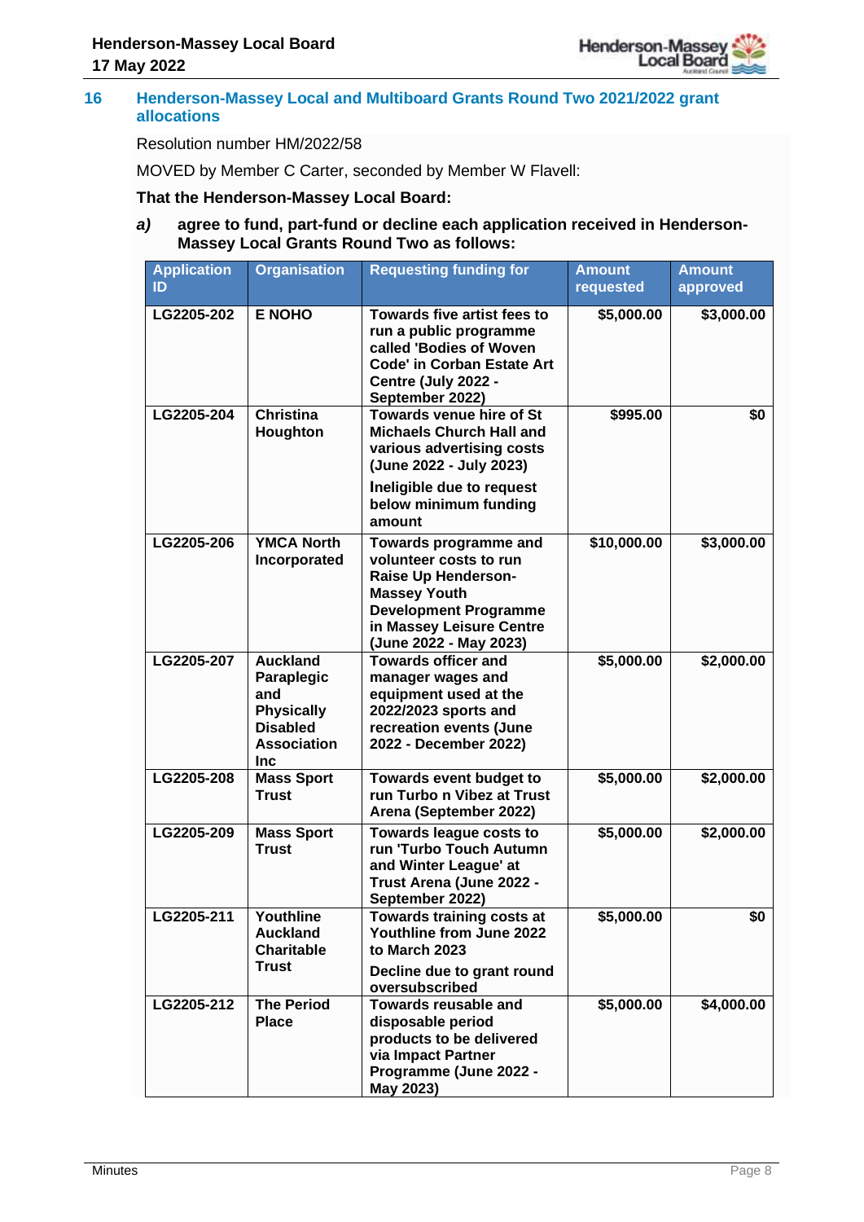## 16 Henderson-Massey Local and Multiboard Grants Round Two 2021/2022 grant allocations

Resolution number HM/2022/58

MOVED by Member C Carter, seconded by Member W Flavell:

**That the Henderson-Massey Local Board:**

***a)*** **agree to fund, part-fund or decline each application received in Henderson-Massey Local Grants Round Two as follows:**

| Application ID | Organisation | Requesting funding for | Amount requested | Amount approved |
|---|---|---|---|---|
| **LG2205-202** | **E NOHO** | **Towards five artist fees to run a public programme called 'Bodies of Woven Code' in Corban Estate Art Centre (July 2022 - September 2022)** | **$5,000.00** | **$3,000.00** |
| **LG2205-204** | **Christina Houghton** | **Towards venue hire of St Michaels Church Hall and various advertising costs (June 2022 - July 2023)** **Ineligible due to request below minimum funding amount** | **$995.00** | **$0** |
| **LG2205-206** | **YMCA North Incorporated** | **Towards programme and volunteer costs to run Raise Up Henderson-Massey Youth Development Programme in Massey Leisure Centre (June 2022 - May 2023)** | **$10,000.00** | **$3,000.00** |
| **LG2205-207** | **Auckland Paraplegic and Physically Disabled Association Inc** | **Towards officer and manager wages and equipment used at the 2022/2023 sports and recreation events (June 2022 - December 2022)** | **$5,000.00** | **$2,000.00** |
| **LG2205-208** | **Mass Sport Trust** | **Towards event budget to run Turbo n Vibez at Trust Arena (September 2022)** | **$5,000.00** | **$2,000.00** |
| **LG2205-209** | **Mass Sport Trust** | **Towards league costs to run 'Turbo Touch Autumn and Winter League' at Trust Arena (June 2022 - September 2022)** | **$5,000.00** | **$2,000.00** |
| **LG2205-211** | **Youthline Auckland Charitable Trust** | **Towards training costs at Youthline from June 2022 to March 2023** **Decline due to grant round oversubscribed** | **$5,000.00** | **$0** |
| **LG2205-212** | **The Period Place** | **Towards reusable and disposable period products to be delivered via Impact Partner Programme (June 2022 - May 2023)** | **$5,000.00** | **$4,000.00** |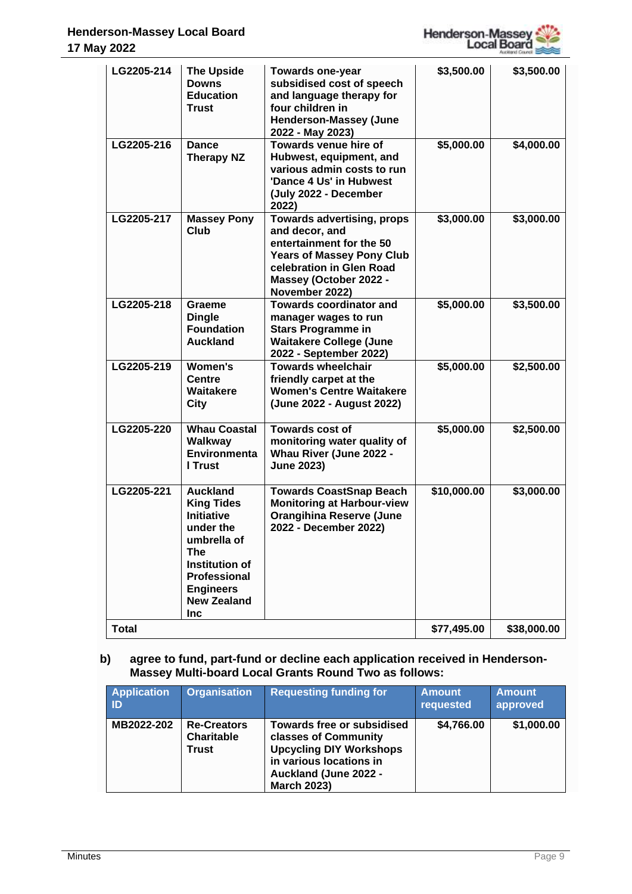| | | | | |
|---|---|---|---|---|
| LG2205-214 | The Upside Downs Education Trust | Towards one-year subsidised cost of speech and language therapy for four children in Henderson-Massey (June 2022 - May 2023) | $3,500.00 | $3,500.00 |
| LG2205-216 | Dance Therapy NZ | Towards venue hire of Hubwest, equipment, and various admin costs to run 'Dance 4 Us' in Hubwest (July 2022 - December 2022) | $5,000.00 | $4,000.00 |
| LG2205-217 | Massey Pony Club | Towards advertising, props and decor, and entertainment for the 50 Years of Massey Pony Club celebration in Glen Road Massey (October 2022 - November 2022) | $3,000.00 | $3,000.00 |
| LG2205-218 | Graeme Dingle Foundation Auckland | Towards coordinator and manager wages to run Stars Programme in Waitakere College (June 2022 - September 2022) | $5,000.00 | $3,500.00 |
| LG2205-219 | Women's Centre Waitakere City | Towards wheelchair friendly carpet at the Women's Centre Waitakere (June 2022 - August 2022) | $5,000.00 | $2,500.00 |
| LG2205-220 | Whau Coastal Walkway Environmental Trust | Towards cost of monitoring water quality of Whau River (June 2022 - June 2023) | $5,000.00 | $2,500.00 |
| LG2205-221 | Auckland King Tides Initiative under the umbrella of The Institution of Professional Engineers New Zealand Inc | Towards CoastSnap Beach Monitoring at Harbour-view Orangihina Reserve (June 2022 - December 2022) | $10,000.00 | $3,000.00 |
| **Total** | | | **$77,495.00** | **$38,000.00** |

**b) agree to fund, part-fund or decline each application received in Henderson-Massey Multi-board Local Grants Round Two as follows:**

| Application ID | Organisation | Requesting funding for | Amount requested | Amount approved |
|---|---|---|---|---|
| MB2022-202 | Re-Creators Charitable Trust | Towards free or subsidised classes of Community Upcycling DIY Workshops in various locations in Auckland (June 2022 - March 2023) | $4,766.00 | $1,000.00 |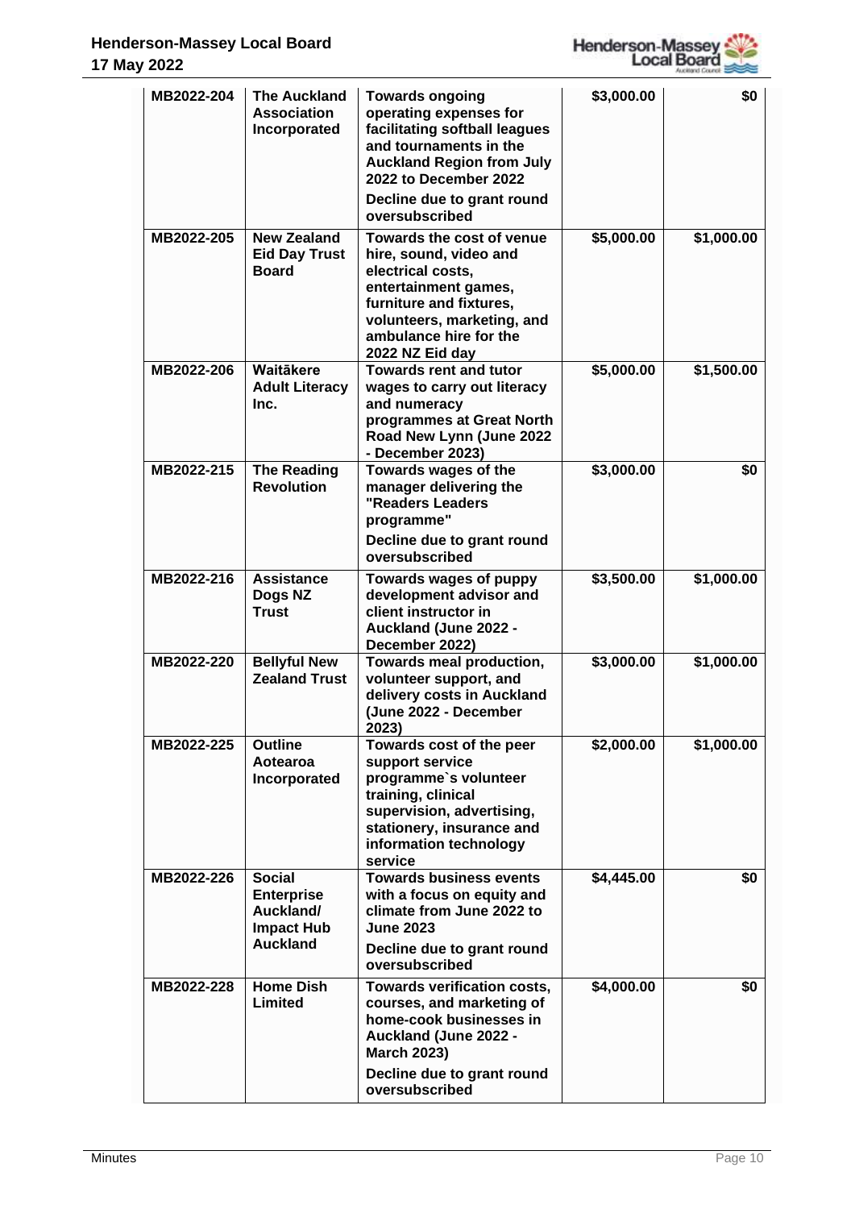| MB2022-204 | The Auckland Association Incorporated | Towards ongoing operating expenses for facilitating softball leagues and tournaments in the Auckland Region from July 2022 to December 2022<br>Decline due to grant round oversubscribed | $3,000.00 | $0 |
|---|---|---|---|---|
| MB2022-205 | New Zealand Eid Day Trust Board | Towards the cost of venue hire, sound, video and electrical costs, entertainment games, furniture and fixtures, volunteers, marketing, and ambulance hire for the 2022 NZ Eid day | $5,000.00 | $1,000.00 |
| MB2022-206 | Waitākere Adult Literacy Inc. | Towards rent and tutor wages to carry out literacy and numeracy programmes at Great North Road New Lynn (June 2022 - December 2023) | $5,000.00 | $1,500.00 |
| MB2022-215 | The Reading Revolution | Towards wages of the manager delivering the "Readers Leaders programme"<br>Decline due to grant round oversubscribed | $3,000.00 | $0 |
| MB2022-216 | Assistance Dogs NZ Trust | Towards wages of puppy development advisor and client instructor in Auckland (June 2022 - December 2022) | $3,500.00 | $1,000.00 |
| MB2022-220 | Bellyful New Zealand Trust | Towards meal production, volunteer support, and delivery costs in Auckland (June 2022 - December 2023) | $3,000.00 | $1,000.00 |
| MB2022-225 | Outline Aotearoa Incorporated | Towards cost of the peer support service programme`s volunteer training, clinical supervision, advertising, stationery, insurance and information technology service | $2,000.00 | $1,000.00 |
| MB2022-226 | Social Enterprise Auckland/ Impact Hub Auckland | Towards business events with a focus on equity and climate from June 2022 to June 2023<br>Decline due to grant round oversubscribed | $4,445.00 | $0 |
| MB2022-228 | Home Dish Limited | Towards verification costs, courses, and marketing of home-cook businesses in Auckland (June 2022 - March 2023)<br>Decline due to grant round oversubscribed | $4,000.00 | $0 |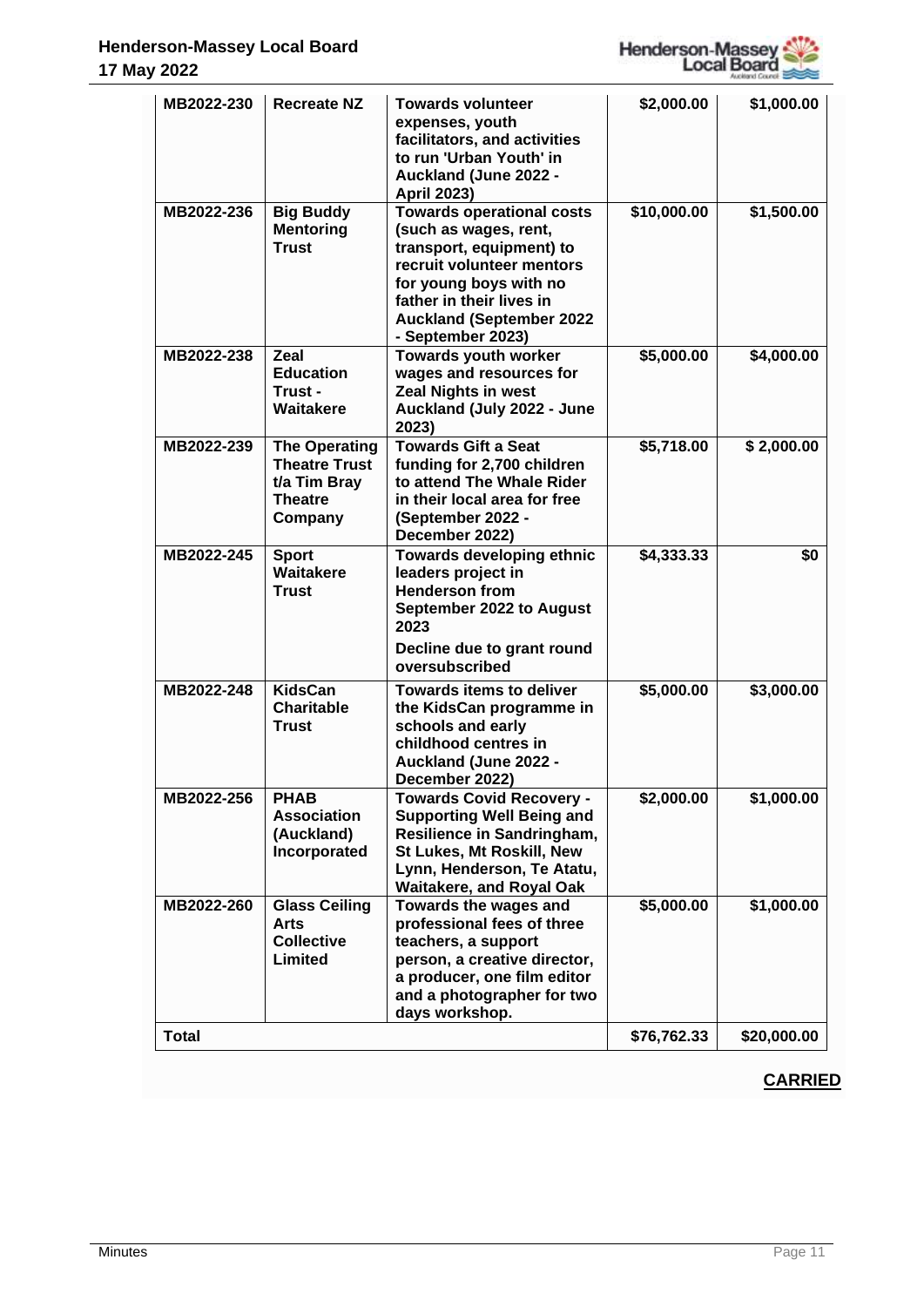| MB2022-230 | Recreate NZ | Towards volunteer expenses, youth facilitators, and activities to run 'Urban Youth' in Auckland (June 2022 - April 2023) | $2,000.00 | $1,000.00 |
|---|---|---|---|---|
| MB2022-236 | Big Buddy Mentoring Trust | Towards operational costs (such as wages, rent, transport, equipment) to recruit volunteer mentors for young boys with no father in their lives in Auckland (September 2022 - September 2023) | $10,000.00 | $1,500.00 |
| MB2022-238 | Zeal Education Trust - Waitakere | Towards youth worker wages and resources for Zeal Nights in west Auckland (July 2022 - June 2023) | $5,000.00 | $4,000.00 |
| MB2022-239 | The Operating Theatre Trust t/a Tim Bray Theatre Company | Towards Gift a Seat funding for 2,700 children to attend The Whale Rider in their local area for free (September 2022 - December 2022) | $5,718.00 | $ 2,000.00 |
| MB2022-245 | Sport Waitakere Trust | Towards developing ethnic leaders project in Henderson from September 2022 to August 2023<br><br>Decline due to grant round oversubscribed | $4,333.33 | $0 |
| MB2022-248 | KidsCan Charitable Trust | Towards items to deliver the KidsCan programme in schools and early childhood centres in Auckland (June 2022 - December 2022) | $5,000.00 | $3,000.00 |
| MB2022-256 | PHAB Association (Auckland) Incorporated | Towards Covid Recovery - Supporting Well Being and Resilience in Sandringham, St Lukes, Mt Roskill, New Lynn, Henderson, Te Atatu, Waitakere, and Royal Oak | $2,000.00 | $1,000.00 |
| MB2022-260 | Glass Ceiling Arts Collective Limited | Towards the wages and professional fees of three teachers, a support person, a creative director, a producer, one film editor and a photographer for two days workshop. | $5,000.00 | $1,000.00 |
| **Total** | | | **$76,762.33** | **$20,000.00** |

**CARRIED**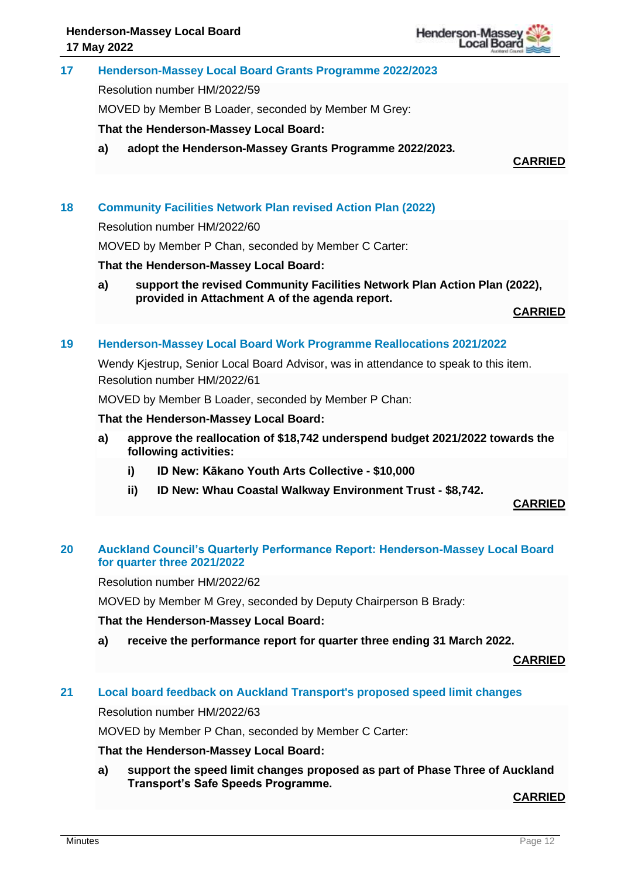## 17 Henderson-Massey Local Board Grants Programme 2022/2023

Resolution number HM/2022/59

MOVED by Member B Loader, seconded by Member M Grey:

**That the Henderson-Massey Local Board:**

**a) adopt the Henderson-Massey Grants Programme 2022/2023.**

**CARRIED**

## 18 Community Facilities Network Plan revised Action Plan (2022)

Resolution number HM/2022/60

MOVED by Member P Chan, seconded by Member C Carter:

**That the Henderson-Massey Local Board:**

**a) support the revised Community Facilities Network Plan Action Plan (2022), provided in Attachment A of the agenda report.**

**CARRIED**

## 19 Henderson-Massey Local Board Work Programme Reallocations 2021/2022

Wendy Kjestrup, Senior Local Board Advisor, was in attendance to speak to this item.

Resolution number HM/2022/61

MOVED by Member B Loader, seconded by Member P Chan:

**That the Henderson-Massey Local Board:**

**a) approve the reallocation of $18,742 underspend budget 2021/2022 towards the following activities:**

**i) ID New: Kākano Youth Arts Collective - $10,000**

**ii) ID New: Whau Coastal Walkway Environment Trust - $8,742.**

**CARRIED**

## 20 Auckland Council's Quarterly Performance Report: Henderson-Massey Local Board for quarter three 2021/2022

Resolution number HM/2022/62

MOVED by Member M Grey, seconded by Deputy Chairperson B Brady:

**That the Henderson-Massey Local Board:**

**a) receive the performance report for quarter three ending 31 March 2022.**

**CARRIED**

## 21 Local board feedback on Auckland Transport's proposed speed limit changes

Resolution number HM/2022/63

MOVED by Member P Chan, seconded by Member C Carter:

**That the Henderson-Massey Local Board:**

**a) support the speed limit changes proposed as part of Phase Three of Auckland Transport's Safe Speeds Programme.**

**CARRIED**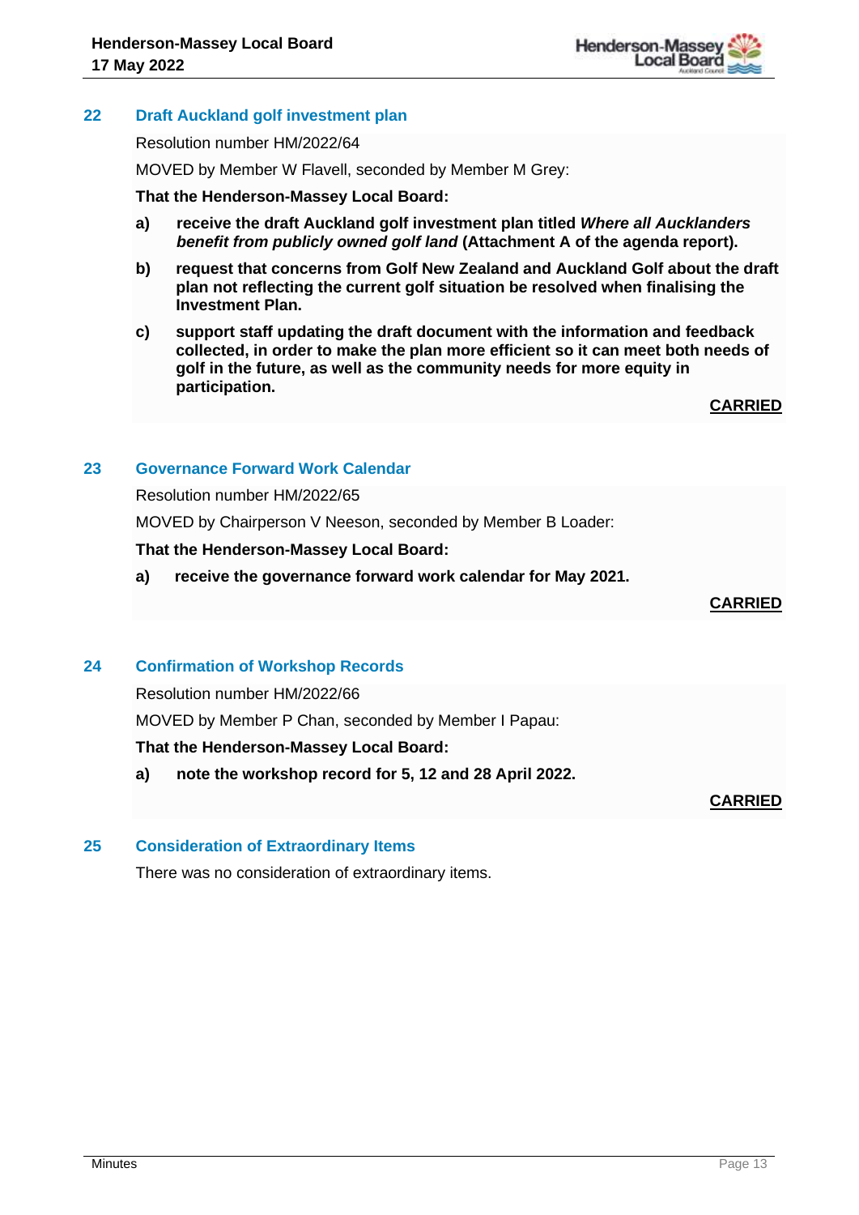## 22 Draft Auckland golf investment plan

Resolution number HM/2022/64

MOVED by Member W Flavell, seconded by Member M Grey:

**That the Henderson-Massey Local Board:**

**a) receive the draft Auckland golf investment plan titled *Where all Aucklanders benefit from publicly owned golf land* (Attachment A of the agenda report).**

**b) request that concerns from Golf New Zealand and Auckland Golf about the draft plan not reflecting the current golf situation be resolved when finalising the Investment Plan.**

**c) support staff updating the draft document with the information and feedback collected, in order to make the plan more efficient so it can meet both needs of golf in the future, as well as the community needs for more equity in participation.**

**CARRIED**

## 23 Governance Forward Work Calendar

Resolution number HM/2022/65

MOVED by Chairperson V Neeson, seconded by Member B Loader:

**That the Henderson-Massey Local Board:**

**a) receive the governance forward work calendar for May 2021.**

**CARRIED**

## 24 Confirmation of Workshop Records

Resolution number HM/2022/66

MOVED by Member P Chan, seconded by Member I Papau:

**That the Henderson-Massey Local Board:**

**a) note the workshop record for 5, 12 and 28 April 2022.**

**CARRIED**

## 25 Consideration of Extraordinary Items

There was no consideration of extraordinary items.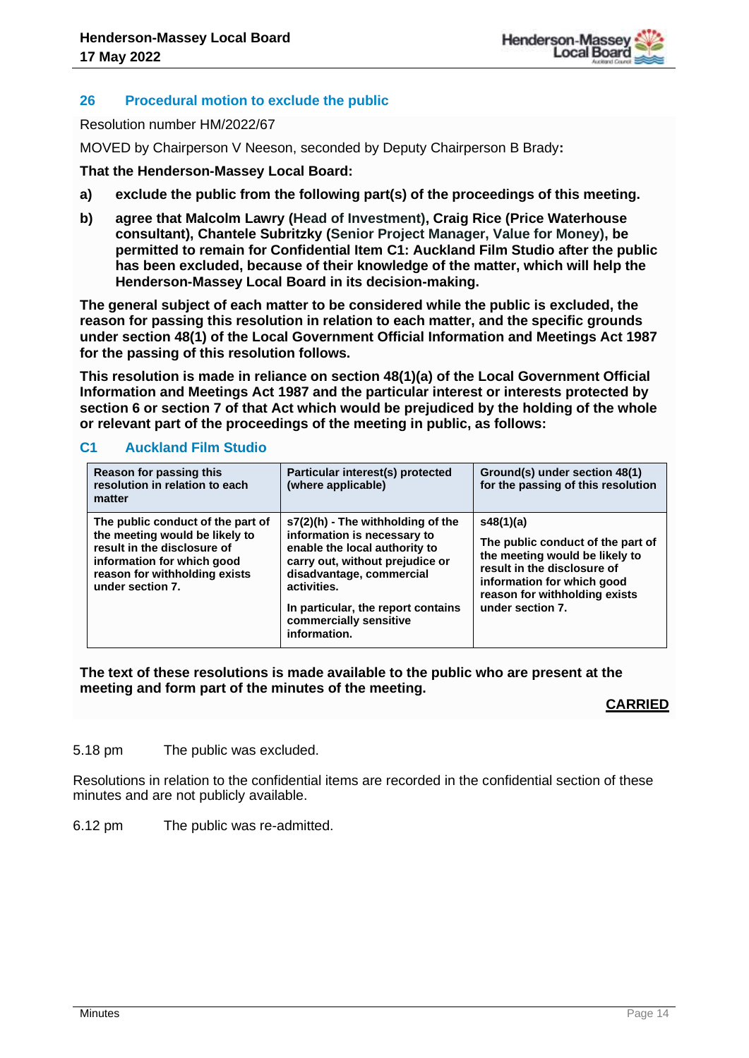## 26 Procedural motion to exclude the public

Resolution number HM/2022/67

MOVED by Chairperson V Neeson, seconded by Deputy Chairperson B Brady**:**

**That the Henderson-Massey Local Board:**

**a) exclude the public from the following part(s) of the proceedings of this meeting.**

**b) agree that Malcolm Lawry (Head of Investment), Craig Rice (Price Waterhouse consultant), Chantele Subritzky (Senior Project Manager, Value for Money), be permitted to remain for Confidential Item C1: Auckland Film Studio after the public has been excluded, because of their knowledge of the matter, which will help the Henderson-Massey Local Board in its decision-making.**

**The general subject of each matter to be considered while the public is excluded, the reason for passing this resolution in relation to each matter, and the specific grounds under section 48(1) of the Local Government Official Information and Meetings Act 1987 for the passing of this resolution follows.**

**This resolution is made in reliance on section 48(1)(a) of the Local Government Official Information and Meetings Act 1987 and the particular interest or interests protected by section 6 or section 7 of that Act which would be prejudiced by the holding of the whole or relevant part of the proceedings of the meeting in public, as follows:**

### C1 Auckland Film Studio

| Reason for passing this resolution in relation to each matter | Particular interest(s) protected (where applicable) | Ground(s) under section 48(1) for the passing of this resolution |
|---|---|---|
| The public conduct of the part of the meeting would be likely to result in the disclosure of information for which good reason for withholding exists under section 7. | s7(2)(h) - The withholding of the information is necessary to enable the local authority to carry out, without prejudice or disadvantage, commercial activities.<br><br>In particular, the report contains commercially sensitive information. | s48(1)(a)<br><br>The public conduct of the part of the meeting would be likely to result in the disclosure of information for which good reason for withholding exists under section 7. |

**The text of these resolutions is made available to the public who are present at the meeting and form part of the minutes of the meeting.**

**CARRIED**

5.18 pm The public was excluded.

Resolutions in relation to the confidential items are recorded in the confidential section of these minutes and are not publicly available.

6.12 pm The public was re-admitted.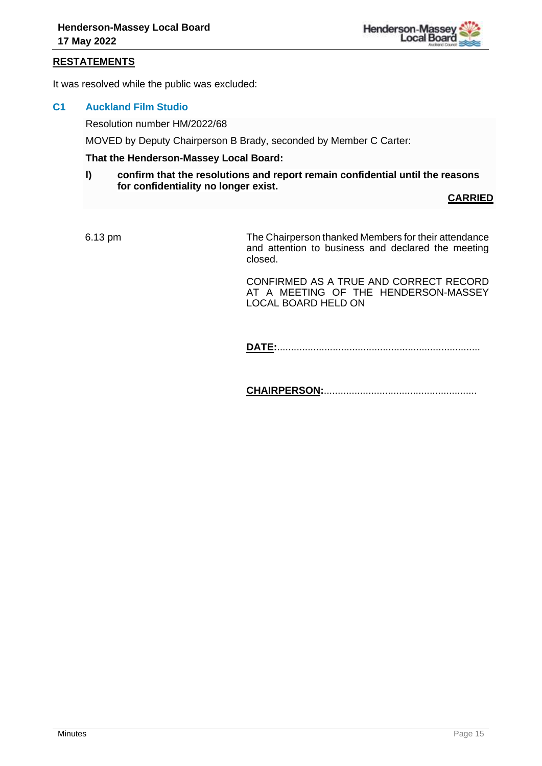## RESTATEMENTS

It was resolved while the public was excluded:

### C1 Auckland Film Studio

Resolution number HM/2022/68

MOVED by Deputy Chairperson B Brady, seconded by Member C Carter:

**That the Henderson-Massey Local Board:**

**l) confirm that the resolutions and report remain confidential until the reasons for confidentiality no longer exist.**

**CARRIED**

6.13 pm

The Chairperson thanked Members for their attendance and attention to business and declared the meeting closed.

CONFIRMED AS A TRUE AND CORRECT RECORD AT A MEETING OF THE HENDERSON-MASSEY LOCAL BOARD HELD ON

**DATE:**.........................................................................

**CHAIRPERSON:**.......................................................